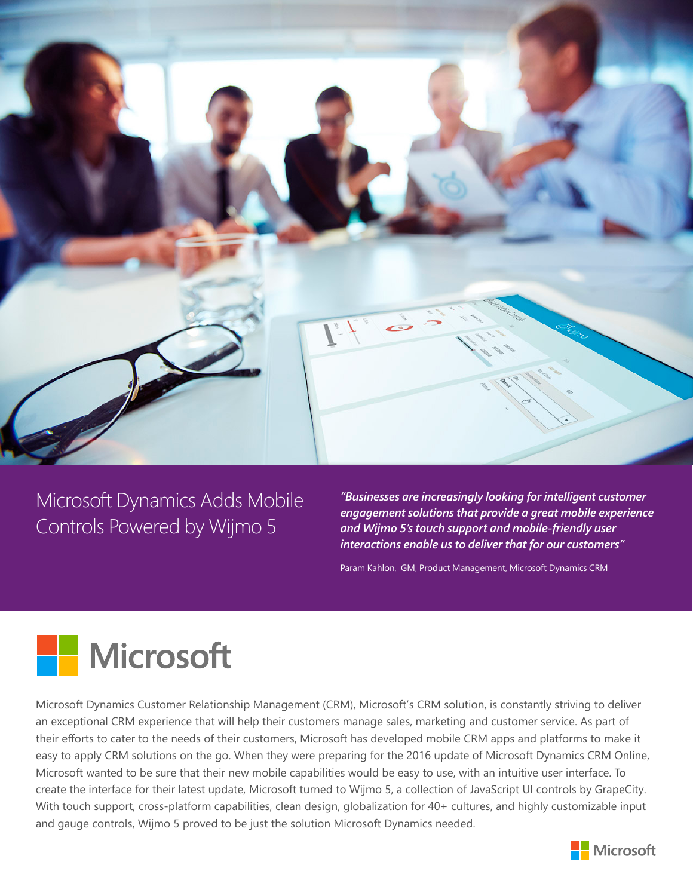# Microsoft Dynamics Adds Mobile Controls Powered by Wijmo 5

***"Businesses are increasingly looking for intelligent customer engagement solutions that provide a great mobile experience and Wijmo 5's touch support and mobile-friendly user interactions enable us to deliver that for our customers"***

Param Kahlon, GM, Product Management, Microsoft Dynamics CRM

## Microsoft

Microsoft Dynamics Customer Relationship Management (CRM), Microsoft's CRM solution, is constantly striving to deliver an exceptional CRM experience that will help their customers manage sales, marketing and customer service. As part of their efforts to cater to the needs of their customers, Microsoft has developed mobile CRM apps and platforms to make it easy to apply CRM solutions on the go. When they were preparing for the 2016 update of Microsoft Dynamics CRM Online, Microsoft wanted to be sure that their new mobile capabilities would be easy to use, with an intuitive user interface. To create the interface for their latest update, Microsoft turned to Wijmo 5, a collection of JavaScript UI controls by GrapeCity. With touch support, cross-platform capabilities, clean design, globalization for 40+ cultures, and highly customizable input and gauge controls, Wijmo 5 proved to be just the solution Microsoft Dynamics needed.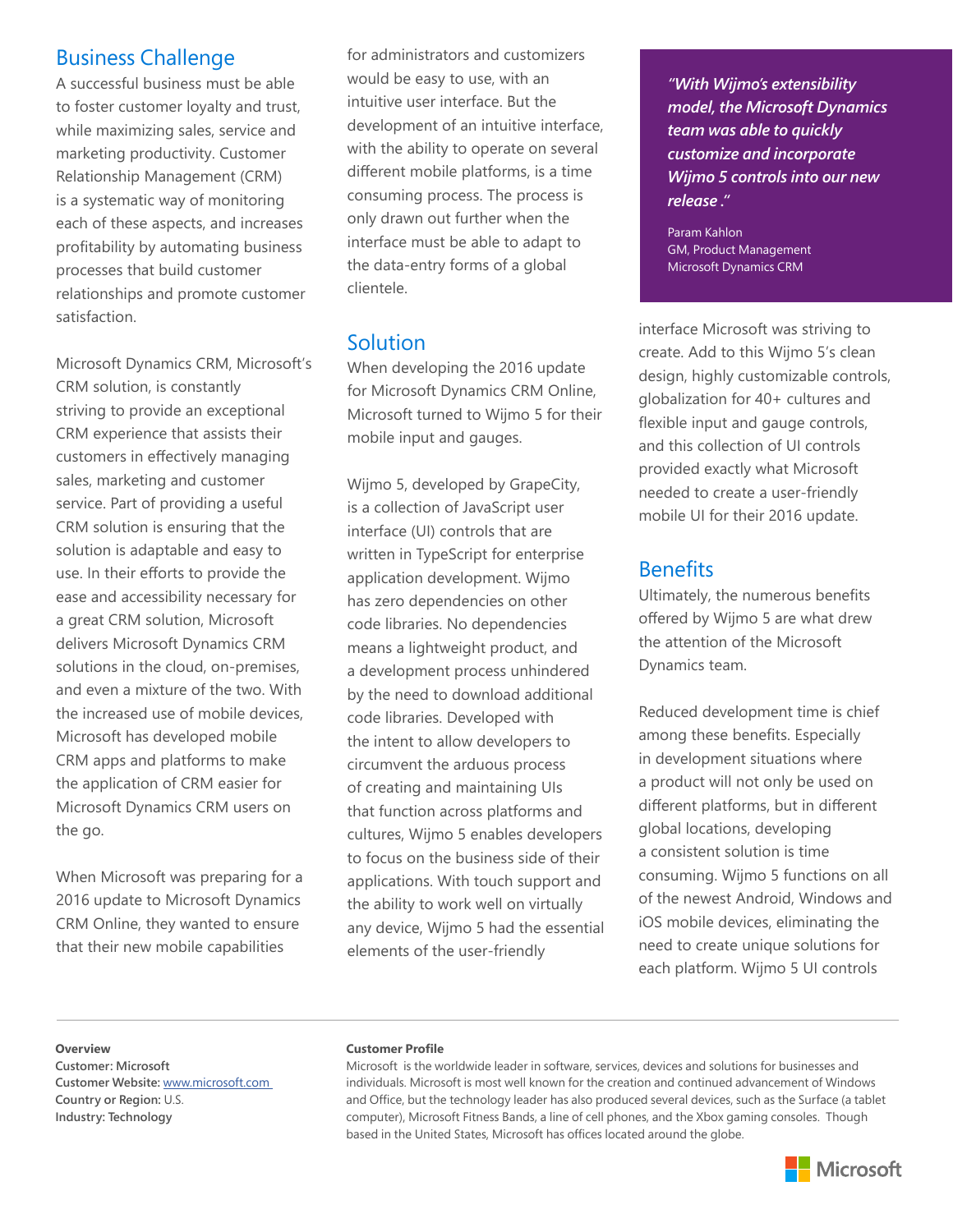## Business Challenge

A successful business must be able to foster customer loyalty and trust, while maximizing sales, service and marketing productivity. Customer Relationship Management (CRM) is a systematic way of monitoring each of these aspects, and increases profitability by automating business processes that build customer relationships and promote customer satisfaction.

Microsoft Dynamics CRM, Microsoft's CRM solution, is constantly striving to provide an exceptional CRM experience that assists their customers in effectively managing sales, marketing and customer service. Part of providing a useful CRM solution is ensuring that the solution is adaptable and easy to use. In their efforts to provide the ease and accessibility necessary for a great CRM solution, Microsoft delivers Microsoft Dynamics CRM solutions in the cloud, on-premises, and even a mixture of the two. With the increased use of mobile devices, Microsoft has developed mobile CRM apps and platforms to make the application of CRM easier for Microsoft Dynamics CRM users on the go.

When Microsoft was preparing for a 2016 update to Microsoft Dynamics CRM Online, they wanted to ensure that their new mobile capabilities for administrators and customizers would be easy to use, with an intuitive user interface. But the development of an intuitive interface, with the ability to operate on several different mobile platforms, is a time consuming process. The process is only drawn out further when the interface must be able to adapt to the data-entry forms of a global clientele.

## Solution

When developing the 2016 update for Microsoft Dynamics CRM Online, Microsoft turned to Wijmo 5 for their mobile input and gauges.

Wijmo 5, developed by GrapeCity, is a collection of JavaScript user interface (UI) controls that are written in TypeScript for enterprise application development. Wijmo has zero dependencies on other code libraries. No dependencies means a lightweight product, and a development process unhindered by the need to download additional code libraries. Developed with the intent to allow developers to circumvent the arduous process of creating and maintaining UIs that function across platforms and cultures, Wijmo 5 enables developers to focus on the business side of their applications. With touch support and the ability to work well on virtually any device, Wijmo 5 had the essential elements of the user-friendly interface Microsoft was striving to create. Add to this Wijmo 5's clean design, highly customizable controls, globalization for 40+ cultures and flexible input and gauge controls, and this collection of UI controls provided exactly what Microsoft needed to create a user-friendly mobile UI for their 2016 update.

> ***"With Wijmo's extensibility model, the Microsoft Dynamics team was able to quickly customize and incorporate Wijmo 5 controls into our new release ."***
>
> Param Kahlon
> GM, Product Management
> Microsoft Dynamics CRM

## Benefits

Ultimately, the numerous benefits offered by Wijmo 5 are what drew the attention of the Microsoft Dynamics team.

Reduced development time is chief among these benefits. Especially in development situations where a product will not only be used on different platforms, but in different global locations, developing a consistent solution is time consuming. Wijmo 5 functions on all of the newest Android, Windows and iOS mobile devices, eliminating the need to create unique solutions for each platform. Wijmo 5 UI controls

---

**Overview**
**Customer: Microsoft**
**Customer Website:** www.microsoft.com
**Country or Region:** U.S.
**Industry: Technology**

**Customer Profile**
Microsoft is the worldwide leader in software, services, devices and solutions for businesses and individuals. Microsoft is most well known for the creation and continued advancement of Windows and Office, but the technology leader has also produced several devices, such as the Surface (a tablet computer), Microsoft Fitness Bands, a line of cell phones, and the Xbox gaming consoles. Though based in the United States, Microsoft has offices located around the globe.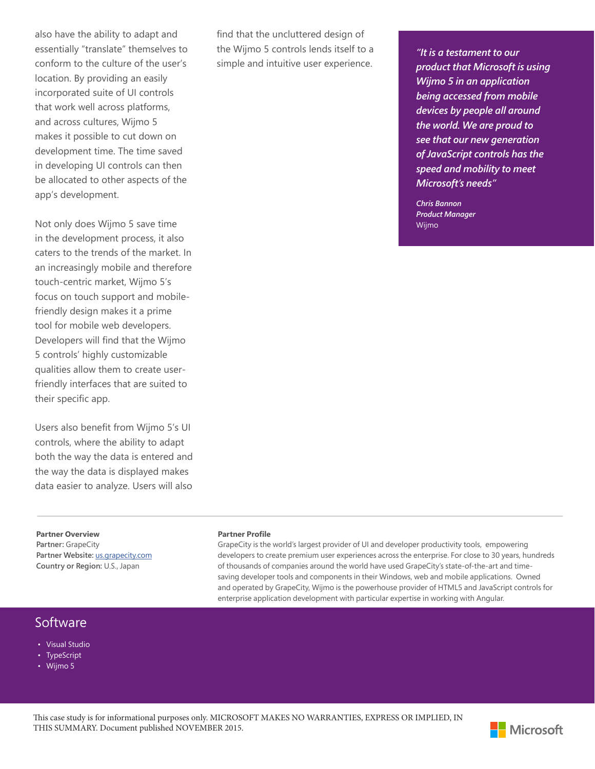also have the ability to adapt and essentially "translate" themselves to conform to the culture of the user's location. By providing an easily incorporated suite of UI controls that work well across platforms, and across cultures, Wijmo 5 makes it possible to cut down on development time. The time saved in developing UI controls can then be allocated to other aspects of the app's development.

Not only does Wijmo 5 save time in the development process, it also caters to the trends of the market. In an increasingly mobile and therefore touch-centric market, Wijmo 5's focus on touch support and mobile-friendly design makes it a prime tool for mobile web developers. Developers will find that the Wijmo 5 controls' highly customizable qualities allow them to create user-friendly interfaces that are suited to their specific app.

Users also benefit from Wijmo 5's UI controls, where the ability to adapt both the way the data is entered and the way the data is displayed makes data easier to analyze. Users will also find that the uncluttered design of the Wijmo 5 controls lends itself to a simple and intuitive user experience.

> ***"It is a testament to our product that Microsoft is using Wijmo 5 in an application being accessed from mobile devices by people all around the world. We are proud to see that our new generation of JavaScript controls has the speed and mobility to meet Microsoft's needs"***
>
> ***Chris Bannon***
> ***Product Manager***
> Wijmo

---

**Partner Overview**
**Partner:** GrapeCity
**Partner Website:** [us.grapecity.com](us.grapecity.com)
**Country or Region:** U.S., Japan

**Partner Profile**
GrapeCity is the world's largest provider of UI and developer productivity tools, empowering developers to create premium user experiences across the enterprise. For close to 30 years, hundreds of thousands of companies around the world have used GrapeCity's state-of-the-art and time-saving developer tools and components in their Windows, web and mobile applications. Owned and operated by GrapeCity, Wijmo is the powerhouse provider of HTML5 and JavaScript controls for enterprise application development with particular expertise in working with Angular.

## Software

- Visual Studio
- TypeScript
- Wijmo 5

This case study is for informational purposes only. MICROSOFT MAKES NO WARRANTIES, EXPRESS OR IMPLIED, IN THIS SUMMARY. Document published NOVEMBER 2015.